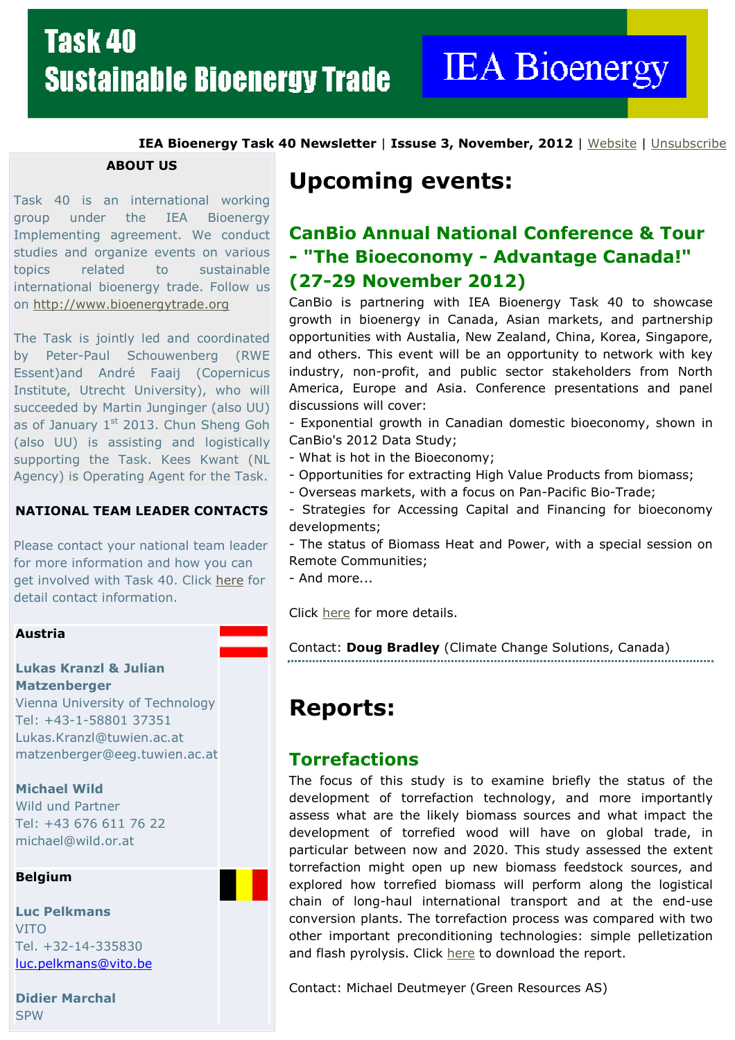# Task 40 Sustainable Bioenergy Trade

IEA Bioenergy

**IEA Bioenergy Task 40 Newsletter** | **Issue 3, November, 2012** | Website | Unsubscribe

## ABOUT US

Task 40 is an international working group under the IEA Bioenergy Implementing agreement. We conduct studies and organize events on various topics related to sustainable international bioenergy trade. Follow us on http://www.bioenergytrade.org

The Task is jointly led and coordinated by Peter-Paul Schouwenberg (RWE Essent)and André Faaij (Copernicus Institute, Utrecht University), who will succeed by Martin Junginger (also UU) as of January 1st 2013. Chun Sheng Goh (also UU) is assisting and logistically supporting the Task. Kees Kwant (NL Agency) is Operating Agent for the Task.

## NATIONAL TEAM LEADER CONTACTS

Please contact your national team leader for more information and how you can get involved with Task 40. Click here for detail contact information.

**Austria**

**Lukas Kranzl & Julian Matzenberger**
Vienna University of Technology
Tel: +43-1-58801 37351
Lukas.Kranzl@tuwien.ac.at
matzenberger@eeg.tuwien.ac.at

**Michael Wild**
Wild und Partner
Tel: +43 676 611 76 22
michael@wild.or.at

**Belgium**

**Luc Pelkmans**
VITO
Tel. +32-14-335830
luc.pelkmans@vito.be

**Didier Marchal**
SPW

# Upcoming events:

## CanBio Annual National Conference & Tour - "The Bioeconomy - Advantage Canada!" (27-29 November 2012)

CanBio is partnering with IEA Bioenergy Task 40 to showcase growth in bioenergy in Canada, Asian markets, and partnership opportunities with Austalia, New Zealand, China, Korea, Singapore, and others. This event will be an opportunity to network with key industry, non-profit, and public sector stakeholders from North America, Europe and Asia. Conference presentations and panel discussions will cover:

- Exponential growth in Canadian domestic bioeconomy, shown in CanBio's 2012 Data Study;
- What is hot in the Bioeconomy;
- Opportunities for extracting High Value Products from biomass;
- Overseas markets, with a focus on Pan-Pacific Bio-Trade;
- Strategies for Accessing Capital and Financing for bioeconomy developments;
- The status of Biomass Heat and Power, with a special session on Remote Communities;
- And more...

Click here for more details.

Contact: **Doug Bradley** (Climate Change Solutions, Canada)

# Reports:

## Torrefactions

The focus of this study is to examine briefly the status of the development of torrefaction technology, and more importantly assess what are the likely biomass sources and what impact the development of torrefied wood will have on global trade, in particular between now and 2020. This study assessed the extent torrefaction might open up new biomass feedstock sources, and explored how torrefied biomass will perform along the logistical chain of long-haul international transport and at the end-use conversion plants. The torrefaction process was compared with two other important preconditioning technologies: simple pelletization and flash pyrolysis. Click here to download the report.

Contact: Michael Deutmeyer (Green Resources AS)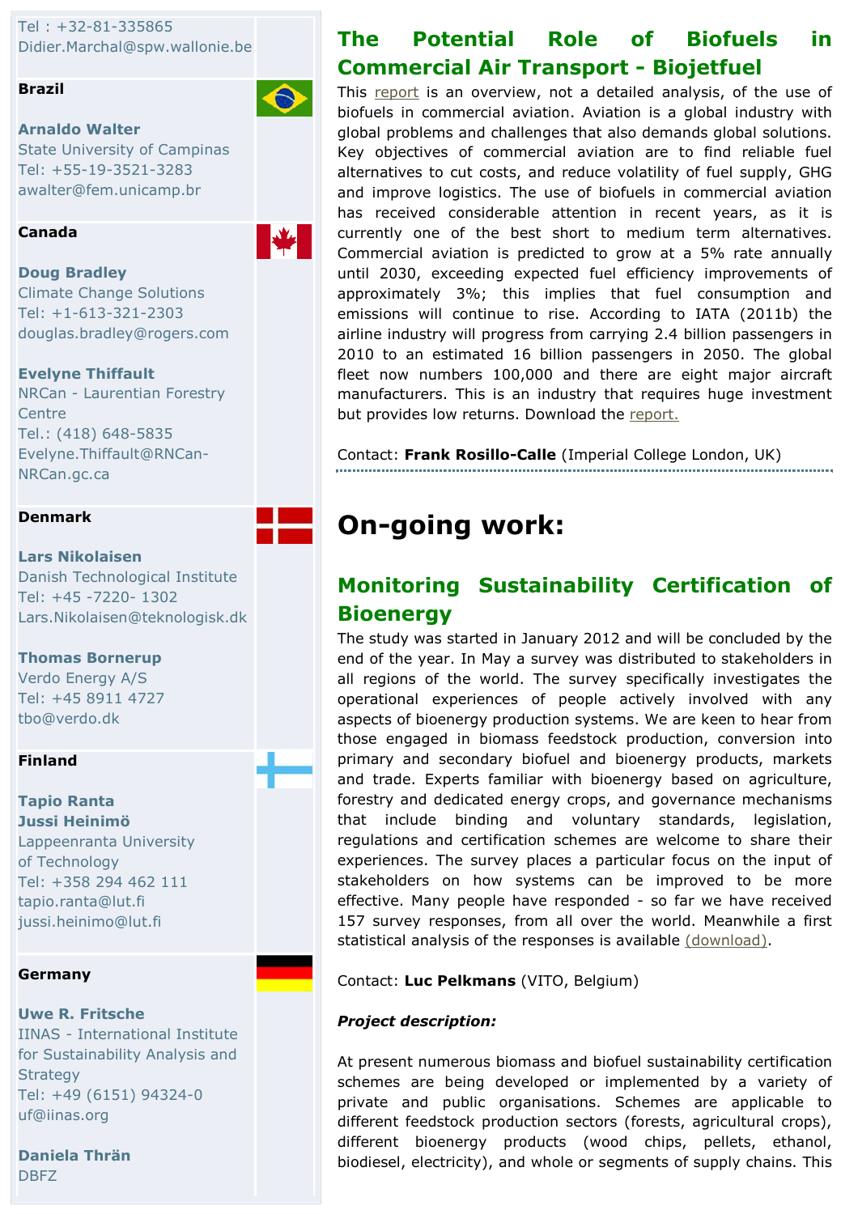Tel : +32-81-335865
Didier.Marchal@spw.wallonie.be

**Brazil**

**Arnaldo Walter**
State University of Campinas
Tel: +55-19-3521-3283
awalter@fem.unicamp.br

**Canada**

**Doug Bradley**
Climate Change Solutions
Tel: +1-613-321-2303
douglas.bradley@rogers.com

**Evelyne Thiffault**
NRCan - Laurentian Forestry Centre
Tel.: (418) 648-5835
Evelyne.Thiffault@RNCan-NRCan.gc.ca

**Denmark**

**Lars Nikolaisen**
Danish Technological Institute
Tel: +45 -7220- 1302
Lars.Nikolaisen@teknologisk.dk

**Thomas Bornerup**
Verdo Energy A/S
Tel: +45 8911 4727
tbo@verdo.dk

**Finland**

**Tapio Ranta**
**Jussi Heinimö**
Lappeenranta University of Technology
Tel: +358 294 462 111
tapio.ranta@lut.fi
jussi.heinimo@lut.fi

**Germany**

**Uwe R. Fritsche**
IINAS - International Institute for Sustainability Analysis and Strategy
Tel: +49 (6151) 94324-0
uf@iinas.org

**Daniela Thrän**
DBFZ

## The Potential Role of Biofuels in Commercial Air Transport - Biojetfuel

This report is an overview, not a detailed analysis, of the use of biofuels in commercial aviation. Aviation is a global industry with global problems and challenges that also demands global solutions. Key objectives of commercial aviation are to find reliable fuel alternatives to cut costs, and reduce volatility of fuel supply, GHG and improve logistics. The use of biofuels in commercial aviation has received considerable attention in recent years, as it is currently one of the best short to medium term alternatives. Commercial aviation is predicted to grow at a 5% rate annually until 2030, exceeding expected fuel efficiency improvements of approximately 3%; this implies that fuel consumption and emissions will continue to rise. According to IATA (2011b) the airline industry will progress from carrying 2.4 billion passengers in 2010 to an estimated 16 billion passengers in 2050. The global fleet now numbers 100,000 and there are eight major aircraft manufacturers. This is an industry that requires huge investment but provides low returns. Download the report.

Contact: **Frank Rosillo-Calle** (Imperial College London, UK)

# On-going work:

## Monitoring Sustainability Certification of Bioenergy

The study was started in January 2012 and will be concluded by the end of the year. In May a survey was distributed to stakeholders in all regions of the world. The survey specifically investigates the operational experiences of people actively involved with any aspects of bioenergy production systems. We are keen to hear from those engaged in biomass feedstock production, conversion into primary and secondary biofuel and bioenergy products, markets and trade. Experts familiar with bioenergy based on agriculture, forestry and dedicated energy crops, and governance mechanisms that include binding and voluntary standards, legislation, regulations and certification schemes are welcome to share their experiences. The survey places a particular focus on the input of stakeholders on how systems can be improved to be more effective. Many people have responded - so far we have received 157 survey responses, from all over the world. Meanwhile a first statistical analysis of the responses is available (download).

Contact: **Luc Pelkmans** (VITO, Belgium)

***Project description:***

At present numerous biomass and biofuel sustainability certification schemes are being developed or implemented by a variety of private and public organisations. Schemes are applicable to different feedstock production sectors (forests, agricultural crops), different bioenergy products (wood chips, pellets, ethanol, biodiesel, electricity), and whole or segments of supply chains. This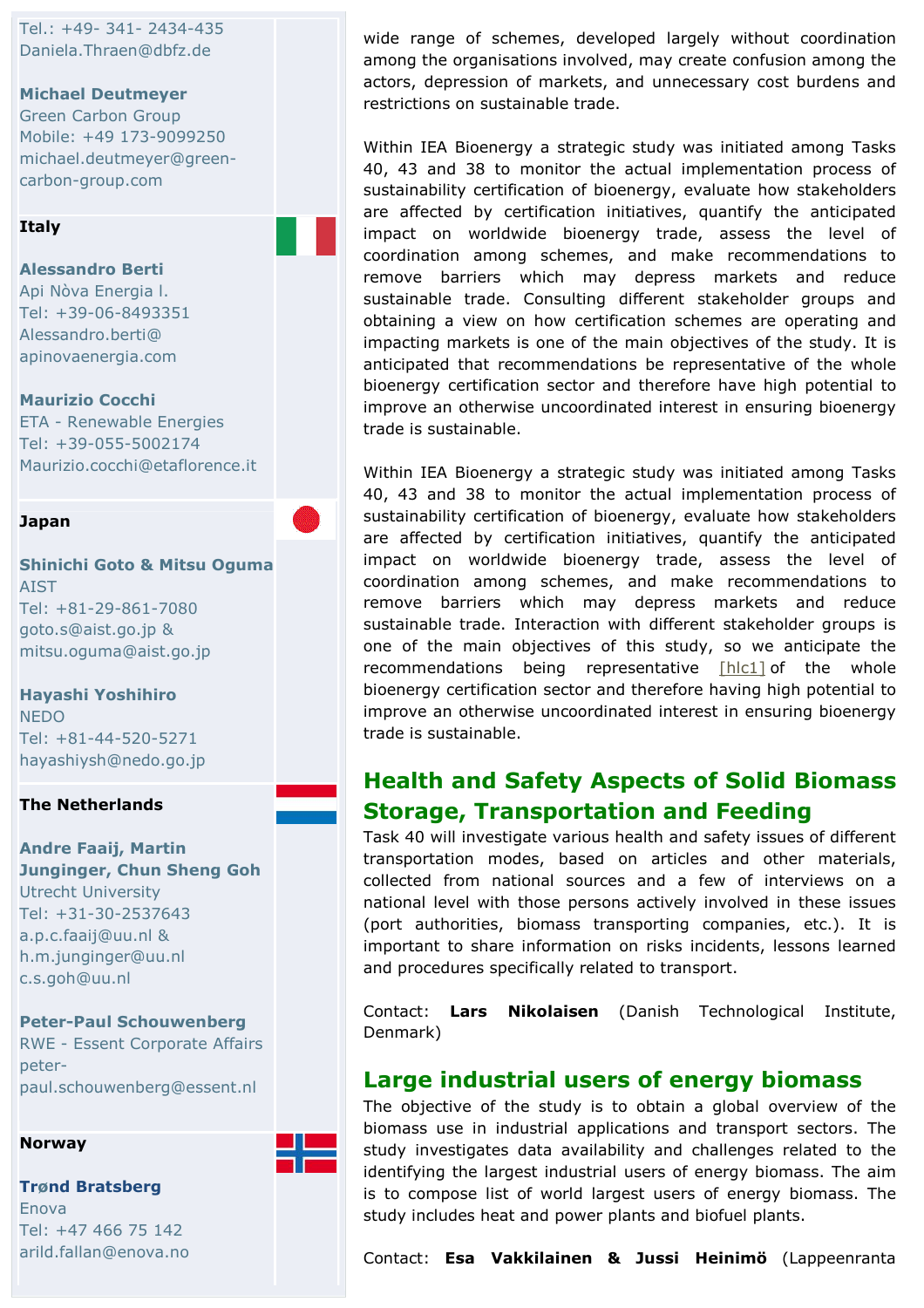Tel.: +49- 341- 2434-435
Daniela.Thraen@dbfz.de

**Michael Deutmeyer**
Green Carbon Group
Mobile: +49 173-9099250
michael.deutmeyer@green-carbon-group.com

**Italy**

**Alessandro Berti**
Api Nòva Energia I.
Tel: +39-06-8493351
Alessandro.berti@apinovaenergia.com

**Maurizio Cocchi**
ETA - Renewable Energies
Tel: +39-055-5002174
Maurizio.cocchi@etaflorence.it

**Japan**

**Shinichi Goto & Mitsu Oguma**
AIST
Tel: +81-29-861-7080
goto.s@aist.go.jp & mitsu.oguma@aist.go.jp

**Hayashi Yoshihiro**
NEDO
Tel: +81-44-520-5271
hayashiysh@nedo.go.jp

**The Netherlands**

**Andre Faaij, Martin Junginger, Chun Sheng Goh**
Utrecht University
Tel: +31-30-2537643
a.p.c.faaij@uu.nl & h.m.junginger@uu.nl
c.s.goh@uu.nl

**Peter-Paul Schouwenberg**
RWE - Essent Corporate Affairs
peter-paul.schouwenberg@essent.nl

**Norway**

**Trønd Bratsberg**
Enova
Tel: +47 466 75 142
arild.fallan@enova.no

wide range of schemes, developed largely without coordination among the organisations involved, may create confusion among the actors, depression of markets, and unnecessary cost burdens and restrictions on sustainable trade.

Within IEA Bioenergy a strategic study was initiated among Tasks 40, 43 and 38 to monitor the actual implementation process of sustainability certification of bioenergy, evaluate how stakeholders are affected by certification initiatives, quantify the anticipated impact on worldwide bioenergy trade, assess the level of coordination among schemes, and make recommendations to remove barriers which may depress markets and reduce sustainable trade. Consulting different stakeholder groups and obtaining a view on how certification schemes are operating and impacting markets is one of the main objectives of the study. It is anticipated that recommendations be representative of the whole bioenergy certification sector and therefore have high potential to improve an otherwise uncoordinated interest in ensuring bioenergy trade is sustainable.

Within IEA Bioenergy a strategic study was initiated among Tasks 40, 43 and 38 to monitor the actual implementation process of sustainability certification of bioenergy, evaluate how stakeholders are affected by certification initiatives, quantify the anticipated impact on worldwide bioenergy trade, assess the level of coordination among schemes, and make recommendations to remove barriers which may depress markets and reduce sustainable trade. Interaction with different stakeholder groups is one of the main objectives of this study, so we anticipate the recommendations being representative [hlc1] of the whole bioenergy certification sector and therefore having high potential to improve an otherwise uncoordinated interest in ensuring bioenergy trade is sustainable.

## Health and Safety Aspects of Solid Biomass Storage, Transportation and Feeding

Task 40 will investigate various health and safety issues of different transportation modes, based on articles and other materials, collected from national sources and a few of interviews on a national level with those persons actively involved in these issues (port authorities, biomass transporting companies, etc.). It is important to share information on risks incidents, lessons learned and procedures specifically related to transport.

Contact: **Lars Nikolaisen** (Danish Technological Institute, Denmark)

## Large industrial users of energy biomass

The objective of the study is to obtain a global overview of the biomass use in industrial applications and transport sectors. The study investigates data availability and challenges related to the identifying the largest industrial users of energy biomass. The aim is to compose list of world largest users of energy biomass. The study includes heat and power plants and biofuel plants.

Contact: **Esa Vakkilainen & Jussi Heinimö** (Lappeenranta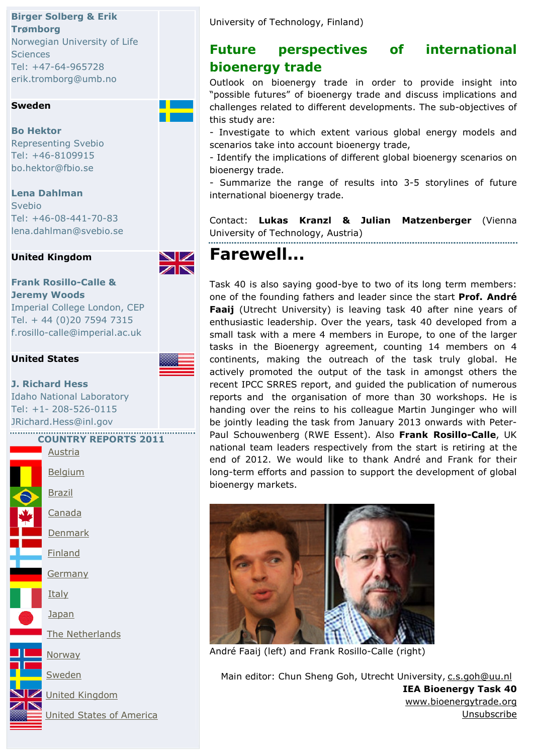**Birger Solberg & Erik Trømborg**
Norwegian University of Life Sciences
Tel: +47-64-965728
erik.tromborg@umb.no

**Sweden**

**Bo Hektor**
Representing Svebio
Tel: +46-8109915
bo.hektor@fbio.se

**Lena Dahlman**
Svebio
Tel: +46-08-441-70-83
lena.dahlman@svebio.se

**United Kingdom**

**Frank Rosillo-Calle & Jeremy Woods**
Imperial College London, CEP
Tel. + 44 (0)20 7594 7315
f.rosillo-calle@imperial.ac.uk

**United States**

**J. Richard Hess**
Idaho National Laboratory
Tel: +1- 208-526-0115
JRichard.Hess@inl.gov

**COUNTRY REPORTS 2011**

- Austria
- Belgium
- Brazil
- Canada
- Denmark
- Finland
- Germany
- Italy
- Japan
- The Netherlands
- Norway
- Sweden
- United Kingdom
- United States of America

University of Technology, Finland)

## Future perspectives of international bioenergy trade

Outlook on bioenergy trade in order to provide insight into "possible futures" of bioenergy trade and discuss implications and challenges related to different developments. The sub-objectives of this study are:

- Investigate to which extent various global energy models and scenarios take into account bioenergy trade,
- Identify the implications of different global bioenergy scenarios on bioenergy trade.
- Summarize the range of results into 3-5 storylines of future international bioenergy trade.

Contact: **Lukas Kranzl & Julian Matzenberger** (Vienna University of Technology, Austria)

# Farewell...

Task 40 is also saying good-bye to two of its long term members: one of the founding fathers and leader since the start **Prof. André Faaij** (Utrecht University) is leaving task 40 after nine years of enthusiastic leadership. Over the years, task 40 developed from a small task with a mere 4 members in Europe, to one of the larger tasks in the Bioenergy agreement, counting 14 members on 4 continents, making the outreach of the task truly global. He actively promoted the output of the task in amongst others the recent IPCC SRRES report, and guided the publication of numerous reports and the organisation of more than 30 workshops. He is handing over the reins to his colleague Martin Junginger who will be jointly leading the task from January 2013 onwards with Peter-Paul Schouwenberg (RWE Essent). Also **Frank Rosillo-Calle**, UK national team leaders respectively from the start is retiring at the end of 2012. We would like to thank André and Frank for their long-term efforts and passion to support the development of global bioenergy markets.

André Faaij (left) and Frank Rosillo-Calle (right)

Main editor: Chun Sheng Goh, Utrecht University, c.s.goh@uu.nl

**IEA Bioenergy Task 40**
www.bioenergytrade.org
Unsubscribe